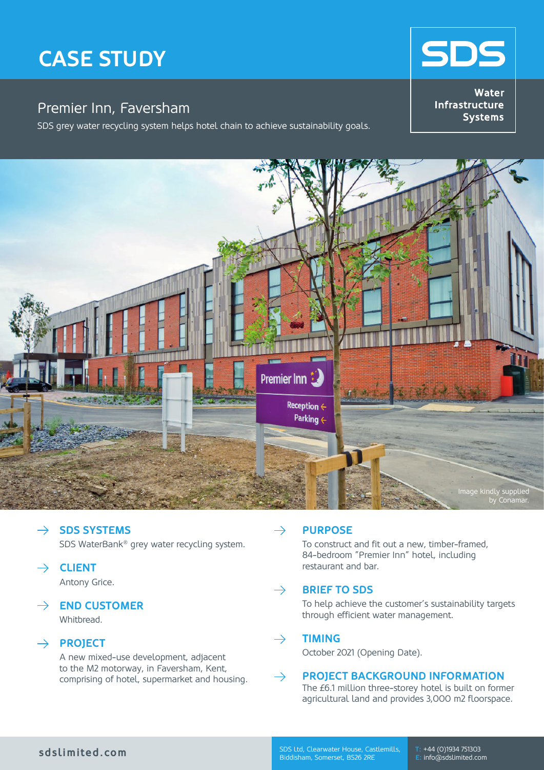# CASE STUDY

**SDS**

**Water Infrastructure Systems**

## Premier Inn, Faversham

SDS grey water recycling system helps hotel chain to achieve sustainability goals.

Image kindly supplied by Conamar.

### SDS SYSTEMS

SDS WaterBank® grey water recycling system.

### CLIENT

Antony Grice.

### END CUSTOMER

Whitbread.

### PROJECT

A new mixed-use development, adjacent to the M2 motorway, in Faversham, Kent, comprising of hotel, supermarket and housing.

### PURPOSE

To construct and fit out a new, timber-framed, 84-bedroom "Premier Inn" hotel, including restaurant and bar.

### BRIEF TO SDS

To help achieve the customer's sustainability targets through efficient water management.

### TIMING

October 2021 (Opening Date).

### PROJECT BACKGROUND INFORMATION

The £6.1 million three-storey hotel is built on former agricultural land and provides 3,000 m2 floorspace.

sdslimited.com

SDS Ltd, Clearwater House, Castlemills, Biddisham, Somerset, BS26 2RE

T: +44 (0)1934 751303
E: info@sdslimited.com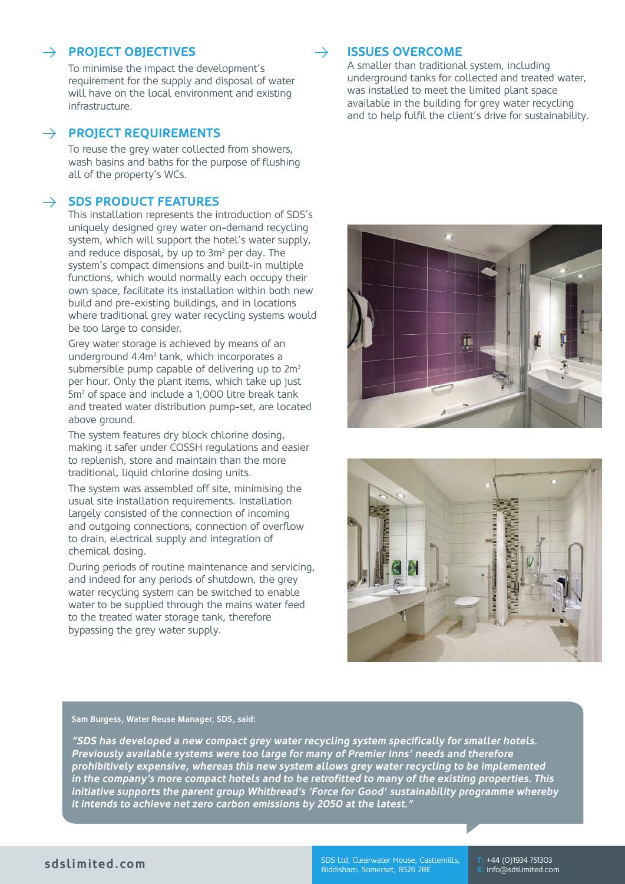## PROJECT OBJECTIVES

To minimise the impact the development's requirement for the supply and disposal of water will have on the local environment and existing infrastructure.

## PROJECT REQUIREMENTS

To reuse the grey water collected from showers, wash basins and baths for the purpose of flushing all of the property's WCs.

## SDS PRODUCT FEATURES

This installation represents the introduction of SDS's uniquely designed grey water on-demand recycling system, which will support the hotel's water supply, and reduce disposal, by up to 3m$^3$ per day. The system's compact dimensions and built-in multiple functions, which would normally each occupy their own space, facilitate its installation within both new build and pre-existing buildings, and in locations where traditional grey water recycling systems would be too large to consider.

Grey water storage is achieved by means of an underground 4.4m$^3$ tank, which incorporates a submersible pump capable of delivering up to 2m$^3$ per hour. Only the plant items, which take up just 5m$^2$ of space and include a 1,000 litre break tank and treated water distribution pump-set, are located above ground.

The system features dry block chlorine dosing, making it safer under COSSH regulations and easier to replenish, store and maintain than the more traditional, liquid chlorine dosing units.

The system was assembled off site, minimising the usual site installation requirements. Installation largely consisted of the connection of incoming and outgoing connections, connection of overflow to drain, electrical supply and integration of chemical dosing.

During periods of routine maintenance and servicing, and indeed for any periods of shutdown, the grey water recycling system can be switched to enable water to be supplied through the mains water feed to the treated water storage tank, therefore bypassing the grey water supply.

## ISSUES OVERCOME

A smaller than traditional system, including underground tanks for collected and treated water, was installed to meet the limited plant space available in the building for grey water recycling and to help fulfil the client's drive for sustainability.

**Sam Burgess, Water Reuse Manager, SDS, said:**

***"SDS has developed a new compact grey water recycling system specifically for smaller hotels. Previously available systems were too large for many of Premier Inns' needs and therefore prohibitively expensive, whereas this new system allows grey water recycling to be implemented in the company's more compact hotels and to be retrofitted to many of the existing properties. This initiative supports the parent group Whitbread's 'Force for Good' sustainability programme whereby it intends to achieve net zero carbon emissions by 2050 at the latest."***

**sdslimited.com**

SDS Ltd, Clearwater House, Castlemills, Biddisham, Somerset, BS26 2RE

T: +44 (0)1934 751303
E: info@sdslimited.com